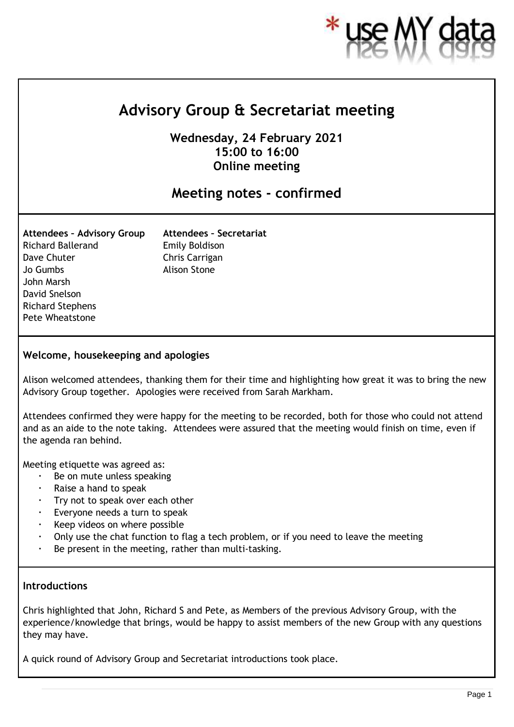# Advisory Group & Secretariat meeting

**Wednesday, 24 February 2021**
**15:00 to 16:00**
**Online meeting**

## Meeting notes - confirmed

**Attendees – Advisory Group**
Richard Ballerand
Dave Chuter
Jo Gumbs
John Marsh
David Snelson
Richard Stephens
Pete Wheatstone

**Attendees – Secretariat**
Emily Boldison
Chris Carrigan
Alison Stone

### Welcome, housekeeping and apologies

Alison welcomed attendees, thanking them for their time and highlighting how great it was to bring the new Advisory Group together. Apologies were received from Sarah Markham.

Attendees confirmed they were happy for the meeting to be recorded, both for those who could not attend and as an aide to the note taking. Attendees were assured that the meeting would finish on time, even if the agenda ran behind.

Meeting etiquette was agreed as:

- Be on mute unless speaking
- Raise a hand to speak
- Try not to speak over each other
- Everyone needs a turn to speak
- Keep videos on where possible
- Only use the chat function to flag a tech problem, or if you need to leave the meeting
- Be present in the meeting, rather than multi-tasking.

### Introductions

Chris highlighted that John, Richard S and Pete, as Members of the previous Advisory Group, with the experience/knowledge that brings, would be happy to assist members of the new Group with any questions they may have.

A quick round of Advisory Group and Secretariat introductions took place.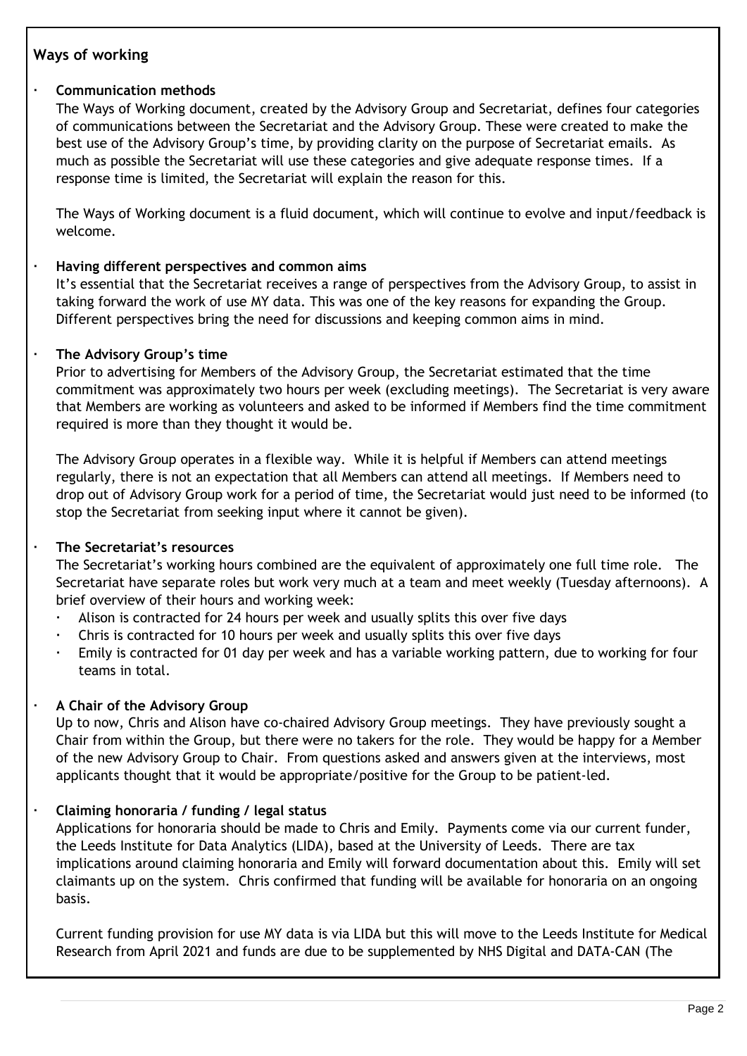**Ways of working**

- **Communication methods**

  The Ways of Working document, created by the Advisory Group and Secretariat, defines four categories of communications between the Secretariat and the Advisory Group. These were created to make the best use of the Advisory Group's time, by providing clarity on the purpose of Secretariat emails. As much as possible the Secretariat will use these categories and give adequate response times. If a response time is limited, the Secretariat will explain the reason for this.

  The Ways of Working document is a fluid document, which will continue to evolve and input/feedback is welcome.

- **Having different perspectives and common aims**

  It's essential that the Secretariat receives a range of perspectives from the Advisory Group, to assist in taking forward the work of use MY data. This was one of the key reasons for expanding the Group. Different perspectives bring the need for discussions and keeping common aims in mind.

- **The Advisory Group's time**

  Prior to advertising for Members of the Advisory Group, the Secretariat estimated that the time commitment was approximately two hours per week (excluding meetings). The Secretariat is very aware that Members are working as volunteers and asked to be informed if Members find the time commitment required is more than they thought it would be.

  The Advisory Group operates in a flexible way. While it is helpful if Members can attend meetings regularly, there is not an expectation that all Members can attend all meetings. If Members need to drop out of Advisory Group work for a period of time, the Secretariat would just need to be informed (to stop the Secretariat from seeking input where it cannot be given).

- **The Secretariat's resources**

  The Secretariat's working hours combined are the equivalent of approximately one full time role. The Secretariat have separate roles but work very much at a team and meet weekly (Tuesday afternoons). A brief overview of their hours and working week:
  - Alison is contracted for 24 hours per week and usually splits this over five days
  - Chris is contracted for 10 hours per week and usually splits this over five days
  - Emily is contracted for 01 day per week and has a variable working pattern, due to working for four teams in total.

- **A Chair of the Advisory Group**

  Up to now, Chris and Alison have co-chaired Advisory Group meetings. They have previously sought a Chair from within the Group, but there were no takers for the role. They would be happy for a Member of the new Advisory Group to Chair. From questions asked and answers given at the interviews, most applicants thought that it would be appropriate/positive for the Group to be patient-led.

- **Claiming honoraria / funding / legal status**

  Applications for honoraria should be made to Chris and Emily. Payments come via our current funder, the Leeds Institute for Data Analytics (LIDA), based at the University of Leeds. There are tax implications around claiming honoraria and Emily will forward documentation about this. Emily will set claimants up on the system. Chris confirmed that funding will be available for honoraria on an ongoing basis.

  Current funding provision for use MY data is via LIDA but this will move to the Leeds Institute for Medical Research from April 2021 and funds are due to be supplemented by NHS Digital and DATA-CAN (The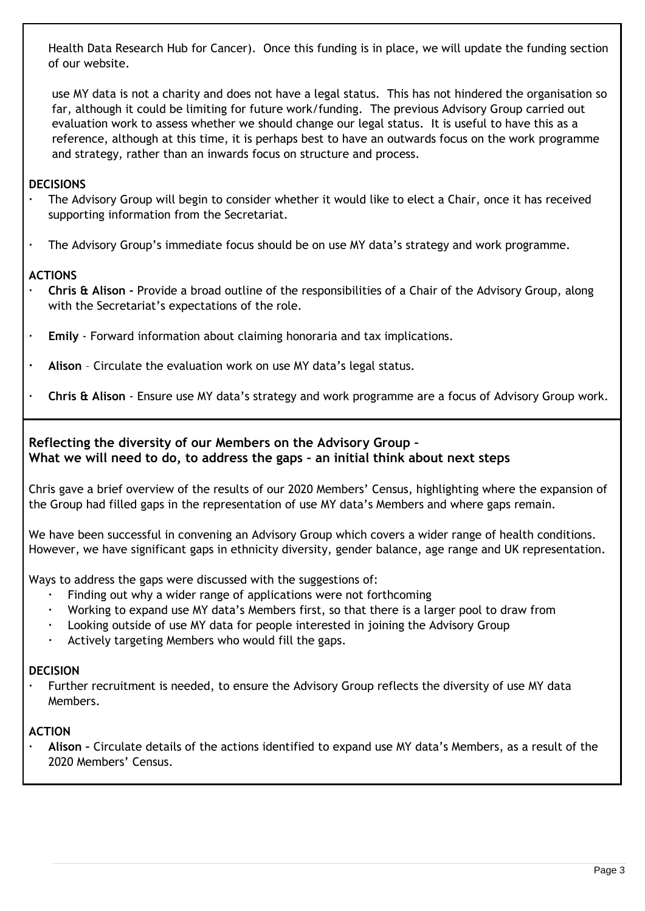Health Data Research Hub for Cancer). Once this funding is in place, we will update the funding section of our website.

use MY data is not a charity and does not have a legal status. This has not hindered the organisation so far, although it could be limiting for future work/funding. The previous Advisory Group carried out evaluation work to assess whether we should change our legal status. It is useful to have this as a reference, although at this time, it is perhaps best to have an outwards focus on the work programme and strategy, rather than an inwards focus on structure and process.

**DECISIONS**

- The Advisory Group will begin to consider whether it would like to elect a Chair, once it has received supporting information from the Secretariat.
- The Advisory Group's immediate focus should be on use MY data's strategy and work programme.

**ACTIONS**

- **Chris & Alison -** Provide a broad outline of the responsibilities of a Chair of the Advisory Group, along with the Secretariat's expectations of the role.
- **Emily** - Forward information about claiming honoraria and tax implications.
- **Alison** – Circulate the evaluation work on use MY data's legal status.
- **Chris & Alison** - Ensure use MY data's strategy and work programme are a focus of Advisory Group work.

**Reflecting the diversity of our Members on the Advisory Group –**
**What we will need to do, to address the gaps – an initial think about next steps**

Chris gave a brief overview of the results of our 2020 Members' Census, highlighting where the expansion of the Group had filled gaps in the representation of use MY data's Members and where gaps remain.

We have been successful in convening an Advisory Group which covers a wider range of health conditions. However, we have significant gaps in ethnicity diversity, gender balance, age range and UK representation.

Ways to address the gaps were discussed with the suggestions of:

- Finding out why a wider range of applications were not forthcoming
- Working to expand use MY data's Members first, so that there is a larger pool to draw from
- Looking outside of use MY data for people interested in joining the Advisory Group
- Actively targeting Members who would fill the gaps.

**DECISION**

- Further recruitment is needed, to ensure the Advisory Group reflects the diversity of use MY data Members.

**ACTION**

- **Alison –** Circulate details of the actions identified to expand use MY data's Members, as a result of the 2020 Members' Census.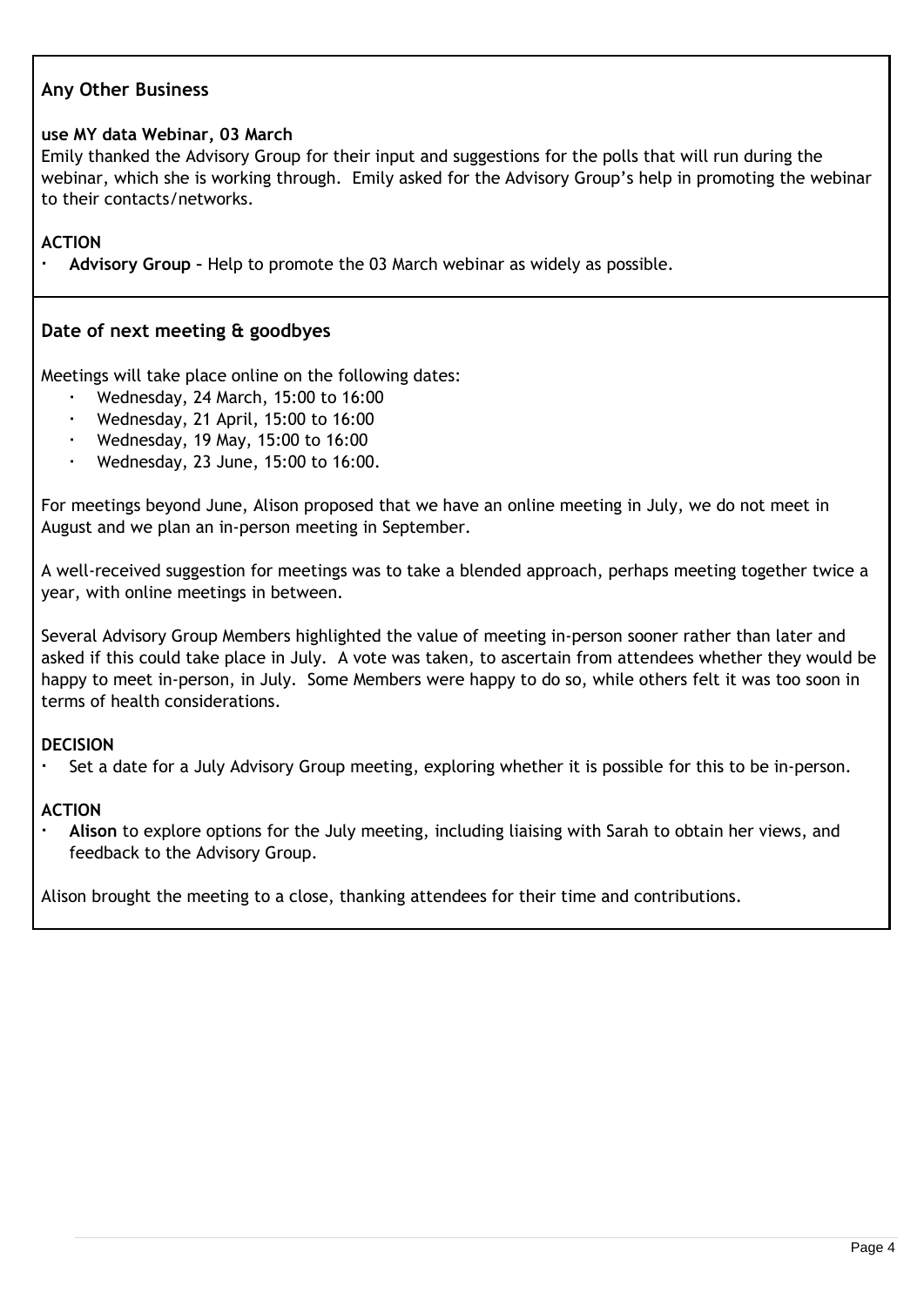## Any Other Business

**use MY data Webinar, 03 March**

Emily thanked the Advisory Group for their input and suggestions for the polls that will run during the webinar, which she is working through. Emily asked for the Advisory Group's help in promoting the webinar to their contacts/networks.

**ACTION**

- **Advisory Group** – Help to promote the 03 March webinar as widely as possible.

## Date of next meeting & goodbyes

Meetings will take place online on the following dates:

- Wednesday, 24 March, 15:00 to 16:00
- Wednesday, 21 April, 15:00 to 16:00
- Wednesday, 19 May, 15:00 to 16:00
- Wednesday, 23 June, 15:00 to 16:00.

For meetings beyond June, Alison proposed that we have an online meeting in July, we do not meet in August and we plan an in-person meeting in September.

A well-received suggestion for meetings was to take a blended approach, perhaps meeting together twice a year, with online meetings in between.

Several Advisory Group Members highlighted the value of meeting in-person sooner rather than later and asked if this could take place in July. A vote was taken, to ascertain from attendees whether they would be happy to meet in-person, in July. Some Members were happy to do so, while others felt it was too soon in terms of health considerations.

**DECISION**

- Set a date for a July Advisory Group meeting, exploring whether it is possible for this to be in-person.

**ACTION**

- **Alison** to explore options for the July meeting, including liaising with Sarah to obtain her views, and feedback to the Advisory Group.

Alison brought the meeting to a close, thanking attendees for their time and contributions.